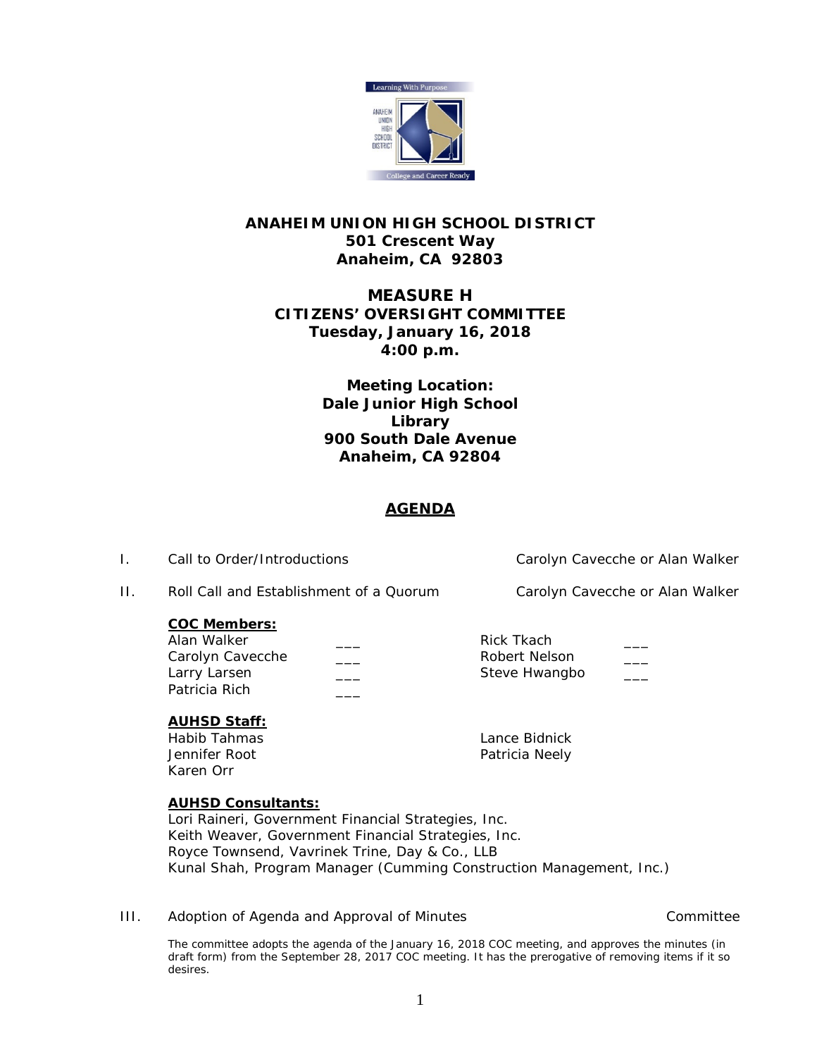**ANAHEIM UNION HIGH SCHOOL DISTRICT**
**501 Crescent Way**
**Anaheim, CA 92803**

**MEASURE H**
**CITIZENS' OVERSIGHT COMMITTEE**
**Tuesday, January 16, 2018**
**4:00 p.m.**

**Meeting Location:**
**Dale Junior High School**
**Library**
**900 South Dale Avenue**
**Anaheim, CA 92804**

## AGENDA

I. Call to Order/Introductions — Carolyn Cavecche or Alan Walker

II. Roll Call and Establishment of a Quorum — Carolyn Cavecche or Alan Walker

**COC Members:**

| | | | |
|---|---|---|---|
| Alan Walker | ___ | Rick Tkach | ___ |
| Carolyn Cavecche | ___ | Robert Nelson | ___ |
| Larry Larsen | ___ | Steve Hwangbo | ___ |
| Patricia Rich | ___ | | |

**AUHSD Staff:**

Habib Tahmas
Jennifer Root
Karen Orr
Lance Bidnick
Patricia Neely

**AUHSD Consultants:**

Lori Raineri, Government Financial Strategies, Inc.
Keith Weaver, Government Financial Strategies, Inc.
Royce Townsend, Vavrinek Trine, Day & Co., LLB
Kunal Shah, Program Manager (Cumming Construction Management, Inc.)

III. Adoption of Agenda and Approval of Minutes — Committee

The committee adopts the agenda of the January 16, 2018 COC meeting, and approves the minutes (in draft form) from the September 28, 2017 COC meeting. It has the prerogative of removing items if it so desires.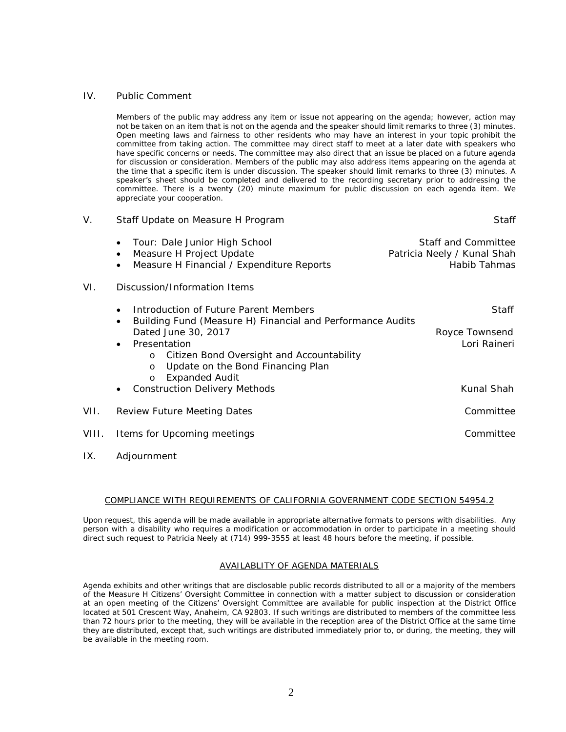## IV. Public Comment

Members of the public may address any item or issue not appearing on the agenda; however, action may not be taken on an item that is not on the agenda and the speaker should limit remarks to three (3) minutes. Open meeting laws and fairness to other residents who may have an interest in your topic prohibit the committee from taking action. The committee may direct staff to meet at a later date with speakers who have specific concerns or needs. The committee may also direct that an issue be placed on a future agenda for discussion or consideration. Members of the public may also address items appearing on the agenda at the time that a specific item is under discussion. The speaker should limit remarks to three (3) minutes. A speaker's sheet should be completed and delivered to the recording secretary prior to addressing the committee. There is a twenty (20) minute maximum for public discussion on each agenda item. We appreciate your cooperation.

## V. Staff Update on Measure H Program — Staff

- Tour: Dale Junior High School — Staff and Committee
- Measure H Project Update — Patricia Neely / Kunal Shah
- Measure H Financial / Expenditure Reports — Habib Tahmas

## VI. Discussion/Information Items

- Introduction of Future Parent Members — Staff
- Building Fund (Measure H) Financial and Performance Audits Dated June 30, 2017 — Royce Townsend
- Presentation — Lori Raineri
  - Citizen Bond Oversight and Accountability
  - Update on the Bond Financing Plan
  - Expanded Audit
- Construction Delivery Methods — Kunal Shah

## VII. Review Future Meeting Dates — Committee

## VIII. Items for Upcoming meetings — Committee

## IX. Adjournment

COMPLIANCE WITH REQUIREMENTS OF CALIFORNIA GOVERNMENT CODE SECTION 54954.2

Upon request, this agenda will be made available in appropriate alternative formats to persons with disabilities. Any person with a disability who requires a modification or accommodation in order to participate in a meeting should direct such request to Patricia Neely at (714) 999-3555 at least 48 hours before the meeting, if possible.

AVAILABLITY OF AGENDA MATERIALS

Agenda exhibits and other writings that are disclosable public records distributed to all or a majority of the members of the Measure H Citizens' Oversight Committee in connection with a matter subject to discussion or consideration at an open meeting of the Citizens' Oversight Committee are available for public inspection at the District Office located at 501 Crescent Way, Anaheim, CA 92803. If such writings are distributed to members of the committee less than 72 hours prior to the meeting, they will be available in the reception area of the District Office at the same time they are distributed, except that, such writings are distributed immediately prior to, or during, the meeting, they will be available in the meeting room.